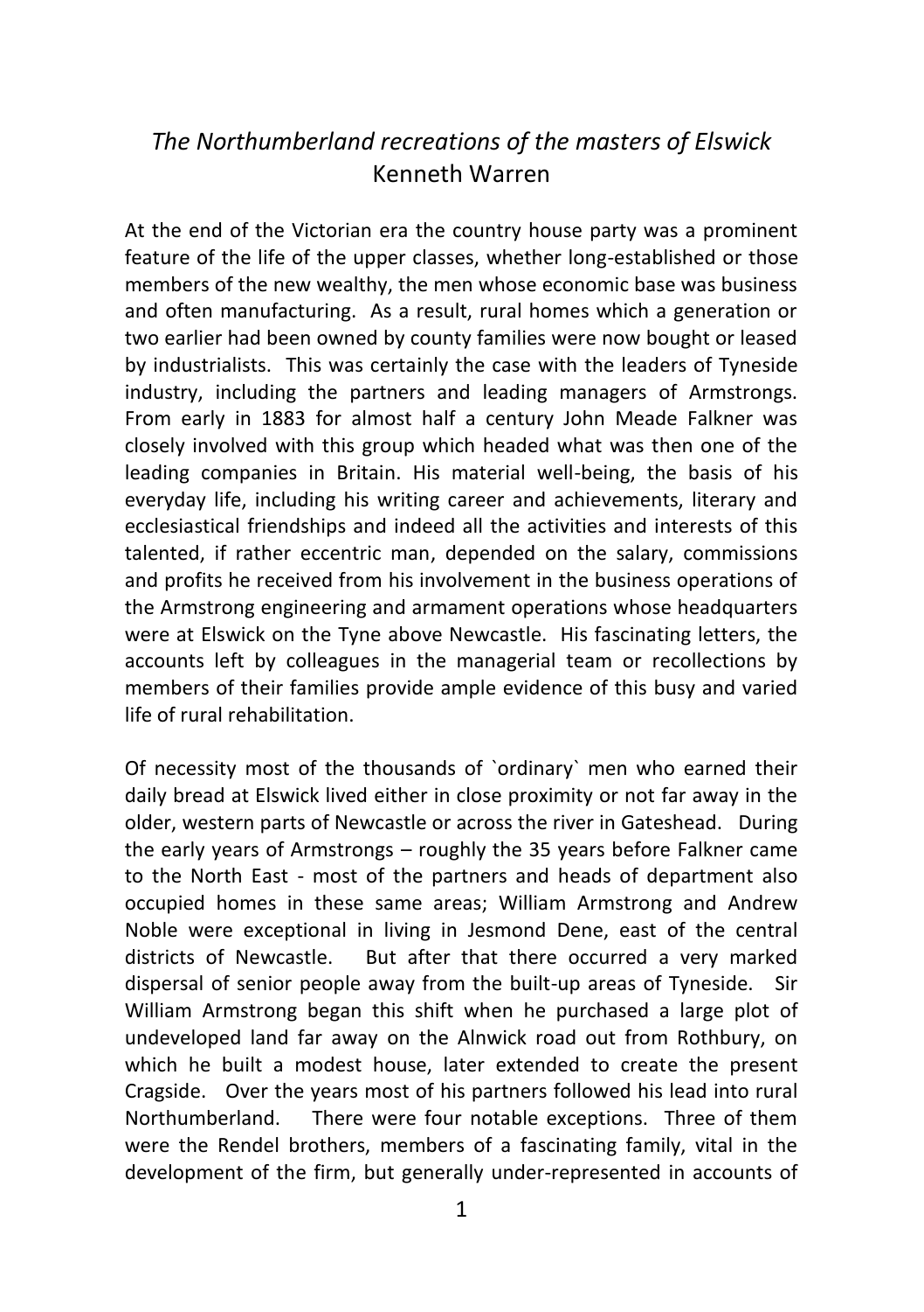# *The Northumberland recreations of the masters of Elswick*

Kenneth Warren

At the end of the Victorian era the country house party was a prominent feature of the life of the upper classes, whether long-established or those members of the new wealthy, the men whose economic base was business and often manufacturing. As a result, rural homes which a generation or two earlier had been owned by county families were now bought or leased by industrialists. This was certainly the case with the leaders of Tyneside industry, including the partners and leading managers of Armstrongs. From early in 1883 for almost half a century John Meade Falkner was closely involved with this group which headed what was then one of the leading companies in Britain. His material well-being, the basis of his everyday life, including his writing career and achievements, literary and ecclesiastical friendships and indeed all the activities and interests of this talented, if rather eccentric man, depended on the salary, commissions and profits he received from his involvement in the business operations of the Armstrong engineering and armament operations whose headquarters were at Elswick on the Tyne above Newcastle. His fascinating letters, the accounts left by colleagues in the managerial team or recollections by members of their families provide ample evidence of this busy and varied life of rural rehabilitation.

Of necessity most of the thousands of `ordinary` men who earned their daily bread at Elswick lived either in close proximity or not far away in the older, western parts of Newcastle or across the river in Gateshead. During the early years of Armstrongs – roughly the 35 years before Falkner came to the North East - most of the partners and heads of department also occupied homes in these same areas; William Armstrong and Andrew Noble were exceptional in living in Jesmond Dene, east of the central districts of Newcastle. But after that there occurred a very marked dispersal of senior people away from the built-up areas of Tyneside. Sir William Armstrong began this shift when he purchased a large plot of undeveloped land far away on the Alnwick road out from Rothbury, on which he built a modest house, later extended to create the present Cragside. Over the years most of his partners followed his lead into rural Northumberland. There were four notable exceptions. Three of them were the Rendel brothers, members of a fascinating family, vital in the development of the firm, but generally under-represented in accounts of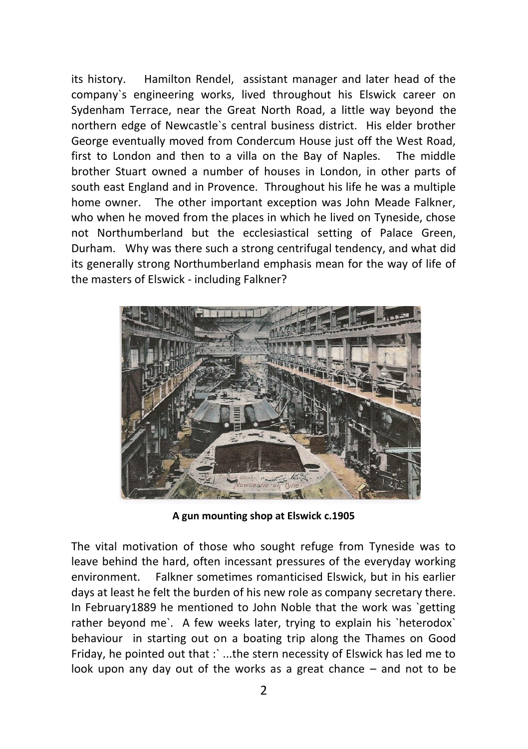its history. Hamilton Rendel, assistant manager and later head of the company`s engineering works, lived throughout his Elswick career on Sydenham Terrace, near the Great North Road, a little way beyond the northern edge of Newcastle`s central business district. His elder brother George eventually moved from Condercum House just off the West Road, first to London and then to a villa on the Bay of Naples. The middle brother Stuart owned a number of houses in London, in other parts of south east England and in Provence. Throughout his life he was a multiple home owner. The other important exception was John Meade Falkner, who when he moved from the places in which he lived on Tyneside, chose not Northumberland but the ecclesiastical setting of Palace Green, Durham. Why was there such a strong centrifugal tendency, and what did its generally strong Northumberland emphasis mean for the way of life of the masters of Elswick - including Falkner?

**A gun mounting shop at Elswick c.1905**

The vital motivation of those who sought refuge from Tyneside was to leave behind the hard, often incessant pressures of the everyday working environment. Falkner sometimes romanticised Elswick, but in his earlier days at least he felt the burden of his new role as company secretary there. In February1889 he mentioned to John Noble that the work was `getting rather beyond me`. A few weeks later, trying to explain his `heterodox` behaviour in starting out on a boating trip along the Thames on Good Friday, he pointed out that :` ...the stern necessity of Elswick has led me to look upon any day out of the works as a great chance – and not to be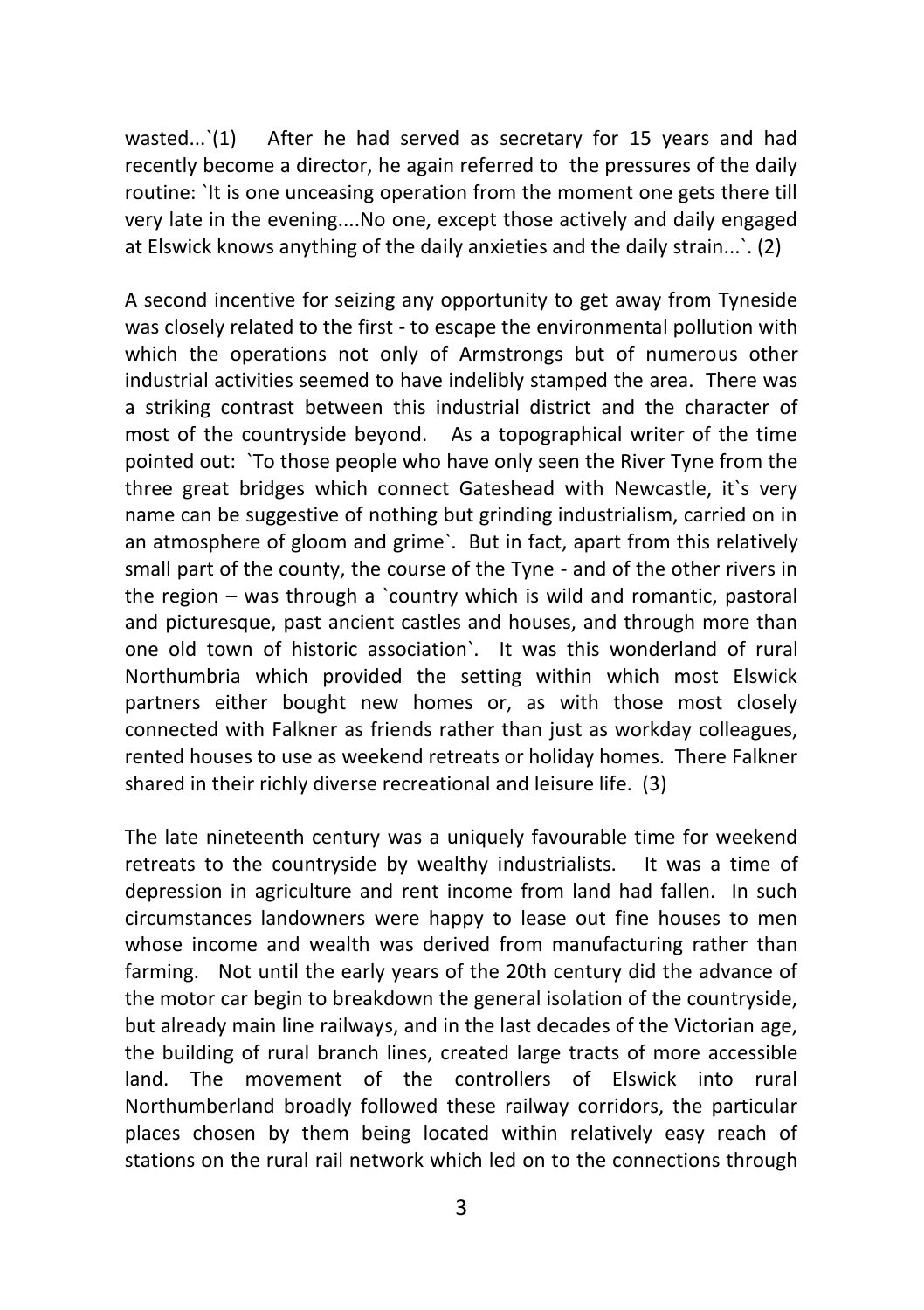wasted...`(1) After he had served as secretary for 15 years and had recently become a director, he again referred to the pressures of the daily routine: `It is one unceasing operation from the moment one gets there till very late in the evening....No one, except those actively and daily engaged at Elswick knows anything of the daily anxieties and the daily strain...`. (2)

A second incentive for seizing any opportunity to get away from Tyneside was closely related to the first - to escape the environmental pollution with which the operations not only of Armstrongs but of numerous other industrial activities seemed to have indelibly stamped the area. There was a striking contrast between this industrial district and the character of most of the countryside beyond. As a topographical writer of the time pointed out: `To those people who have only seen the River Tyne from the three great bridges which connect Gateshead with Newcastle, it`s very name can be suggestive of nothing but grinding industrialism, carried on in an atmosphere of gloom and grime`. But in fact, apart from this relatively small part of the county, the course of the Tyne - and of the other rivers in the region – was through a `country which is wild and romantic, pastoral and picturesque, past ancient castles and houses, and through more than one old town of historic association`. It was this wonderland of rural Northumbria which provided the setting within which most Elswick partners either bought new homes or, as with those most closely connected with Falkner as friends rather than just as workday colleagues, rented houses to use as weekend retreats or holiday homes. There Falkner shared in their richly diverse recreational and leisure life. (3)

The late nineteenth century was a uniquely favourable time for weekend retreats to the countryside by wealthy industrialists. It was a time of depression in agriculture and rent income from land had fallen. In such circumstances landowners were happy to lease out fine houses to men whose income and wealth was derived from manufacturing rather than farming. Not until the early years of the 20th century did the advance of the motor car begin to breakdown the general isolation of the countryside, but already main line railways, and in the last decades of the Victorian age, the building of rural branch lines, created large tracts of more accessible land. The movement of the controllers of Elswick into rural Northumberland broadly followed these railway corridors, the particular places chosen by them being located within relatively easy reach of stations on the rural rail network which led on to the connections through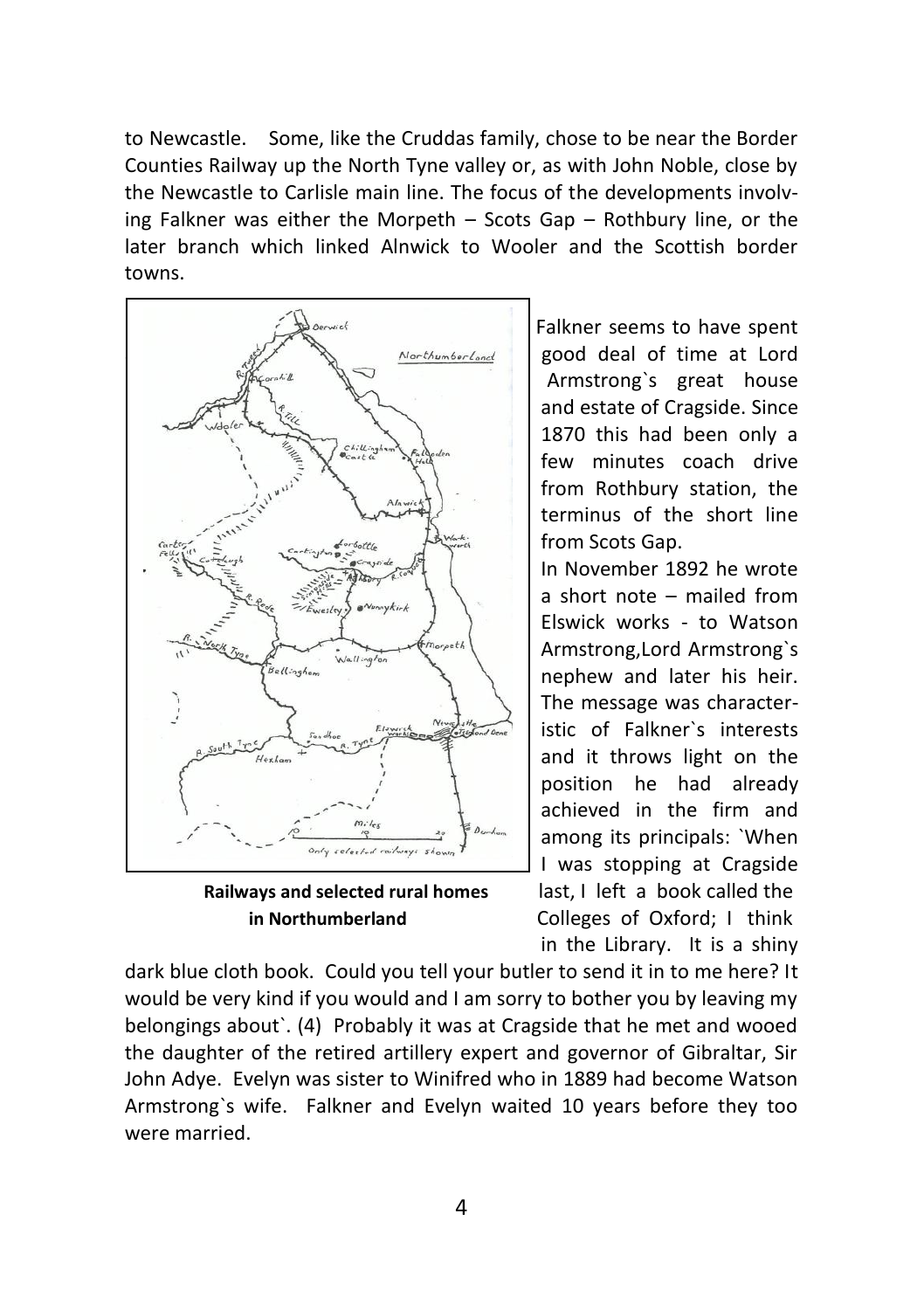to Newcastle. Some, like the Cruddas family, chose to be near the Border Counties Railway up the North Tyne valley or, as with John Noble, close by the Newcastle to Carlisle main line. The focus of the developments involving Falkner was either the Morpeth – Scots Gap – Rothbury line, or the later branch which linked Alnwick to Wooler and the Scottish border towns.

**Railways and selected rural homes in Northumberland**

Falkner seems to have spent good deal of time at Lord Armstrong`s great house and estate of Cragside. Since 1870 this had been only a few minutes coach drive from Rothbury station, the terminus of the short line from Scots Gap.

In November 1892 he wrote a short note – mailed from Elswick works - to Watson Armstrong,Lord Armstrong`s nephew and later his heir. The message was characteristic of Falkner`s interests and it throws light on the position he had already achieved in the firm and among its principals: `When I was stopping at Cragside last, I left a book called the Colleges of Oxford; I think in the Library. It is a shiny dark blue cloth book. Could you tell your butler to send it in to me here? It would be very kind if you would and I am sorry to bother you by leaving my belongings about`. (4) Probably it was at Cragside that he met and wooed the daughter of the retired artillery expert and governor of Gibraltar, Sir John Adye. Evelyn was sister to Winifred who in 1889 had become Watson Armstrong`s wife. Falkner and Evelyn waited 10 years before they too were married.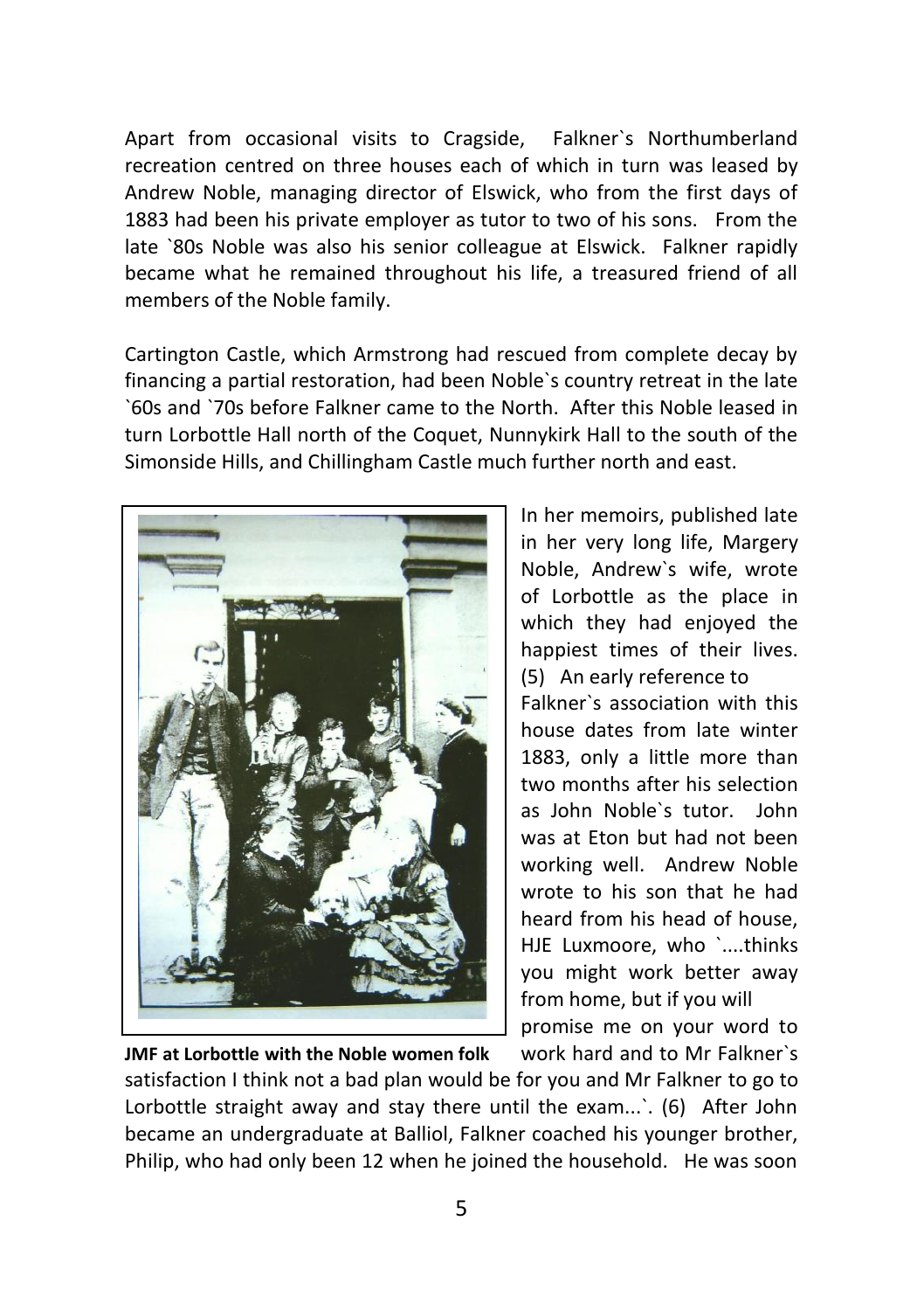Apart from occasional visits to Cragside, Falkner`s Northumberland recreation centred on three houses each of which in turn was leased by Andrew Noble, managing director of Elswick, who from the first days of 1883 had been his private employer as tutor to two of his sons. From the late `80s Noble was also his senior colleague at Elswick. Falkner rapidly became what he remained throughout his life, a treasured friend of all members of the Noble family.

Cartington Castle, which Armstrong had rescued from complete decay by financing a partial restoration, had been Noble`s country retreat in the late `60s and `70s before Falkner came to the North. After this Noble leased in turn Lorbottle Hall north of the Coquet, Nunnykirk Hall to the south of the Simonside Hills, and Chillingham Castle much further north and east.

**JMF at Lorbottle with the Noble women folk**

In her memoirs, published late in her very long life, Margery Noble, Andrew`s wife, wrote of Lorbottle as the place in which they had enjoyed the happiest times of their lives. (5) An early reference to Falkner`s association with this house dates from late winter 1883, only a little more than two months after his selection as John Noble`s tutor. John was at Eton but had not been working well. Andrew Noble wrote to his son that he had heard from his head of house, HJE Luxmoore, who `....thinks you might work better away from home, but if you will promise me on your word to work hard and to Mr Falkner`s satisfaction I think not a bad plan would be for you and Mr Falkner to go to Lorbottle straight away and stay there until the exam...`. (6) After John became an undergraduate at Balliol, Falkner coached his younger brother, Philip, who had only been 12 when he joined the household. He was soon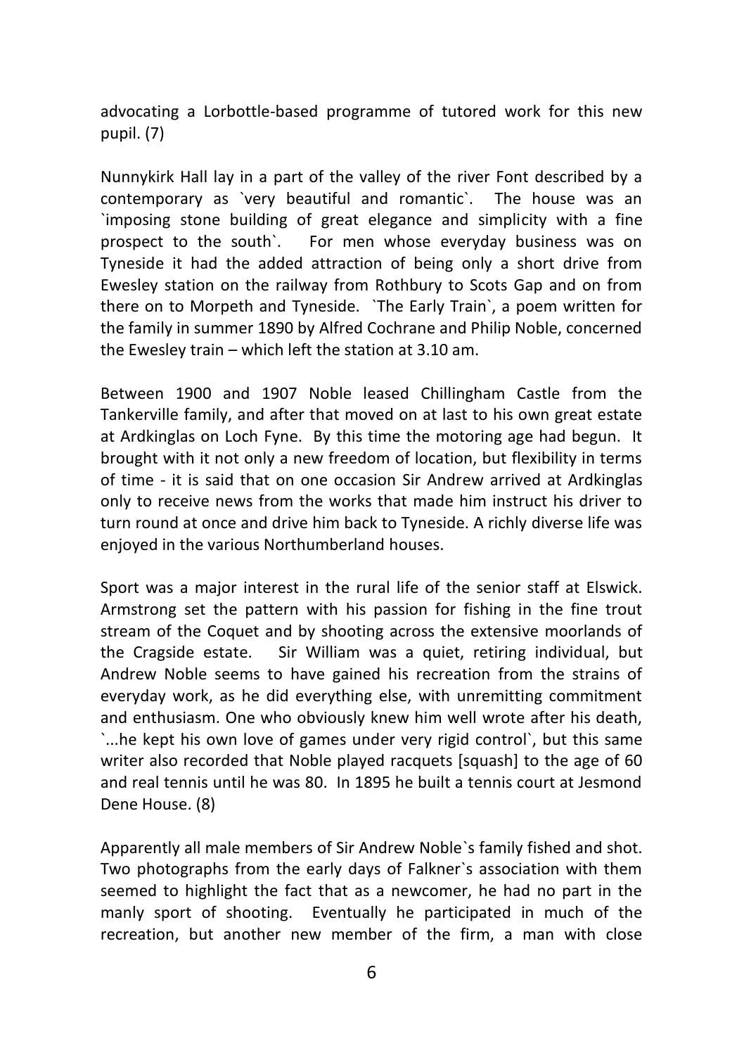advocating a Lorbottle-based programme of tutored work for this new pupil. (7)

Nunnykirk Hall lay in a part of the valley of the river Font described by a contemporary as `very beautiful and romantic`. The house was an `imposing stone building of great elegance and simplicity with a fine prospect to the south`. For men whose everyday business was on Tyneside it had the added attraction of being only a short drive from Ewesley station on the railway from Rothbury to Scots Gap and on from there on to Morpeth and Tyneside. `The Early Train`, a poem written for the family in summer 1890 by Alfred Cochrane and Philip Noble, concerned the Ewesley train – which left the station at 3.10 am.

Between 1900 and 1907 Noble leased Chillingham Castle from the Tankerville family, and after that moved on at last to his own great estate at Ardkinglas on Loch Fyne. By this time the motoring age had begun. It brought with it not only a new freedom of location, but flexibility in terms of time - it is said that on one occasion Sir Andrew arrived at Ardkinglas only to receive news from the works that made him instruct his driver to turn round at once and drive him back to Tyneside. A richly diverse life was enjoyed in the various Northumberland houses.

Sport was a major interest in the rural life of the senior staff at Elswick. Armstrong set the pattern with his passion for fishing in the fine trout stream of the Coquet and by shooting across the extensive moorlands of the Cragside estate. Sir William was a quiet, retiring individual, but Andrew Noble seems to have gained his recreation from the strains of everyday work, as he did everything else, with unremitting commitment and enthusiasm. One who obviously knew him well wrote after his death, `...he kept his own love of games under very rigid control`, but this same writer also recorded that Noble played racquets [squash] to the age of 60 and real tennis until he was 80. In 1895 he built a tennis court at Jesmond Dene House. (8)

Apparently all male members of Sir Andrew Noble`s family fished and shot. Two photographs from the early days of Falkner`s association with them seemed to highlight the fact that as a newcomer, he had no part in the manly sport of shooting. Eventually he participated in much of the recreation, but another new member of the firm, a man with close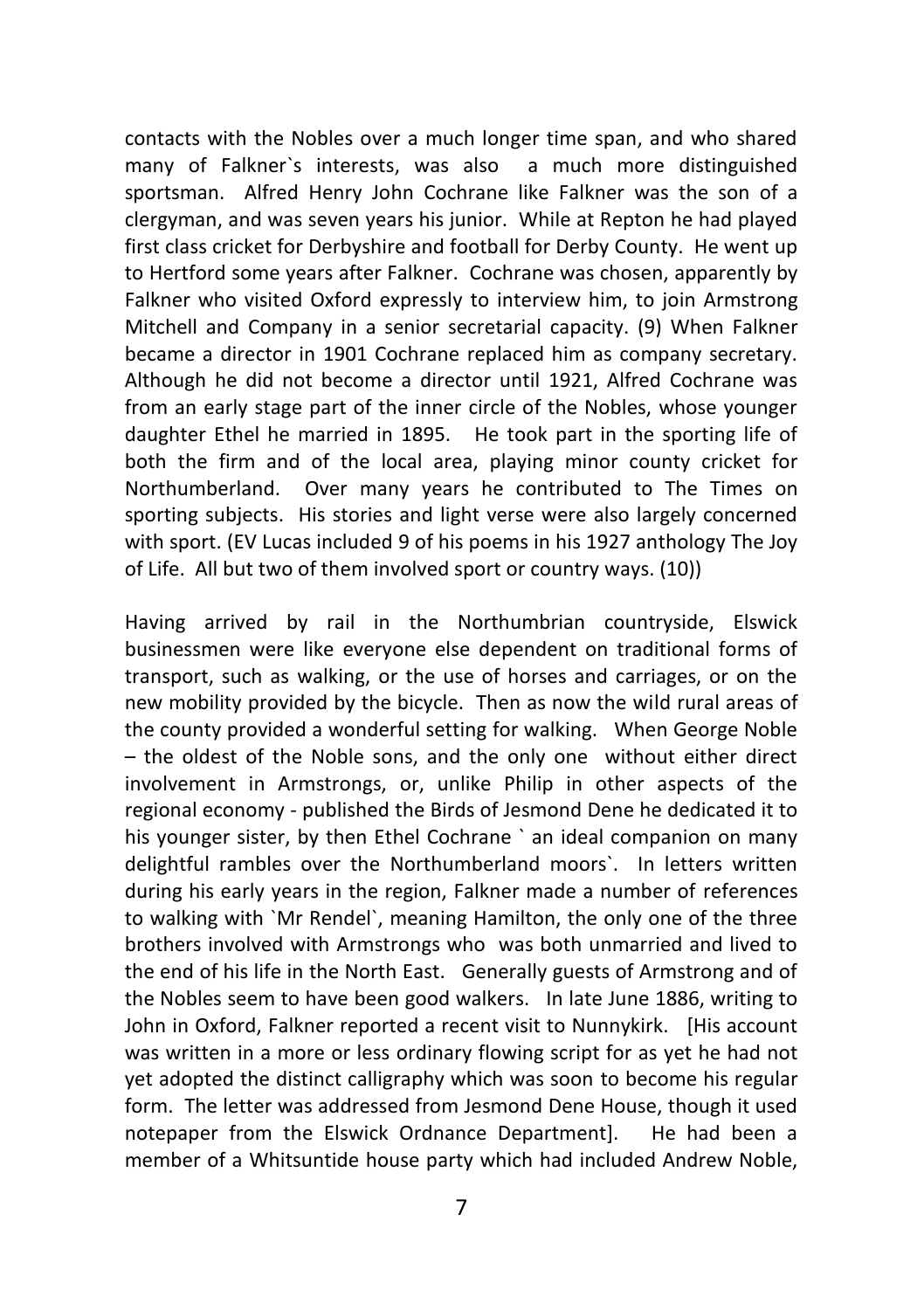contacts with the Nobles over a much longer time span, and who shared many of Falkner`s interests, was also a much more distinguished sportsman. Alfred Henry John Cochrane like Falkner was the son of a clergyman, and was seven years his junior. While at Repton he had played first class cricket for Derbyshire and football for Derby County. He went up to Hertford some years after Falkner. Cochrane was chosen, apparently by Falkner who visited Oxford expressly to interview him, to join Armstrong Mitchell and Company in a senior secretarial capacity. (9) When Falkner became a director in 1901 Cochrane replaced him as company secretary. Although he did not become a director until 1921, Alfred Cochrane was from an early stage part of the inner circle of the Nobles, whose younger daughter Ethel he married in 1895. He took part in the sporting life of both the firm and of the local area, playing minor county cricket for Northumberland. Over many years he contributed to The Times on sporting subjects. His stories and light verse were also largely concerned with sport. (EV Lucas included 9 of his poems in his 1927 anthology The Joy of Life. All but two of them involved sport or country ways. (10))

Having arrived by rail in the Northumbrian countryside, Elswick businessmen were like everyone else dependent on traditional forms of transport, such as walking, or the use of horses and carriages, or on the new mobility provided by the bicycle. Then as now the wild rural areas of the county provided a wonderful setting for walking. When George Noble – the oldest of the Noble sons, and the only one without either direct involvement in Armstrongs, or, unlike Philip in other aspects of the regional economy - published the Birds of Jesmond Dene he dedicated it to his younger sister, by then Ethel Cochrane ` an ideal companion on many delightful rambles over the Northumberland moors`. In letters written during his early years in the region, Falkner made a number of references to walking with `Mr Rendel`, meaning Hamilton, the only one of the three brothers involved with Armstrongs who was both unmarried and lived to the end of his life in the North East. Generally guests of Armstrong and of the Nobles seem to have been good walkers. In late June 1886, writing to John in Oxford, Falkner reported a recent visit to Nunnykirk. [His account was written in a more or less ordinary flowing script for as yet he had not yet adopted the distinct calligraphy which was soon to become his regular form. The letter was addressed from Jesmond Dene House, though it used notepaper from the Elswick Ordnance Department]. He had been a member of a Whitsuntide house party which had included Andrew Noble,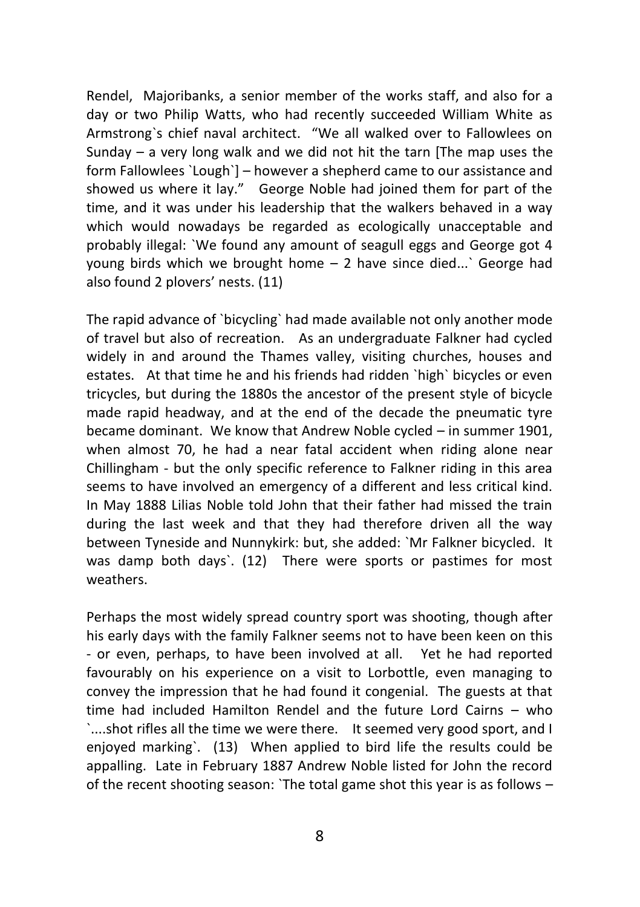Rendel, Majoribanks, a senior member of the works staff, and also for a day or two Philip Watts, who had recently succeeded William White as Armstrong`s chief naval architect. “We all walked over to Fallowlees on Sunday – a very long walk and we did not hit the tarn [The map uses the form Fallowlees `Lough`] – however a shepherd came to our assistance and showed us where it lay.” George Noble had joined them for part of the time, and it was under his leadership that the walkers behaved in a way which would nowadays be regarded as ecologically unacceptable and probably illegal: `We found any amount of seagull eggs and George got 4 young birds which we brought home – 2 have since died...` George had also found 2 plovers’ nests. (11)

The rapid advance of `bicycling` had made available not only another mode of travel but also of recreation. As an undergraduate Falkner had cycled widely in and around the Thames valley, visiting churches, houses and estates. At that time he and his friends had ridden `high` bicycles or even tricycles, but during the 1880s the ancestor of the present style of bicycle made rapid headway, and at the end of the decade the pneumatic tyre became dominant. We know that Andrew Noble cycled – in summer 1901, when almost 70, he had a near fatal accident when riding alone near Chillingham - but the only specific reference to Falkner riding in this area seems to have involved an emergency of a different and less critical kind. In May 1888 Lilias Noble told John that their father had missed the train during the last week and that they had therefore driven all the way between Tyneside and Nunnykirk: but, she added: `Mr Falkner bicycled. It was damp both days`. (12) There were sports or pastimes for most weathers.

Perhaps the most widely spread country sport was shooting, though after his early days with the family Falkner seems not to have been keen on this - or even, perhaps, to have been involved at all. Yet he had reported favourably on his experience on a visit to Lorbottle, even managing to convey the impression that he had found it congenial. The guests at that time had included Hamilton Rendel and the future Lord Cairns – who `....shot rifles all the time we were there. It seemed very good sport, and I enjoyed marking`. (13) When applied to bird life the results could be appalling. Late in February 1887 Andrew Noble listed for John the record of the recent shooting season: `The total game shot this year is as follows –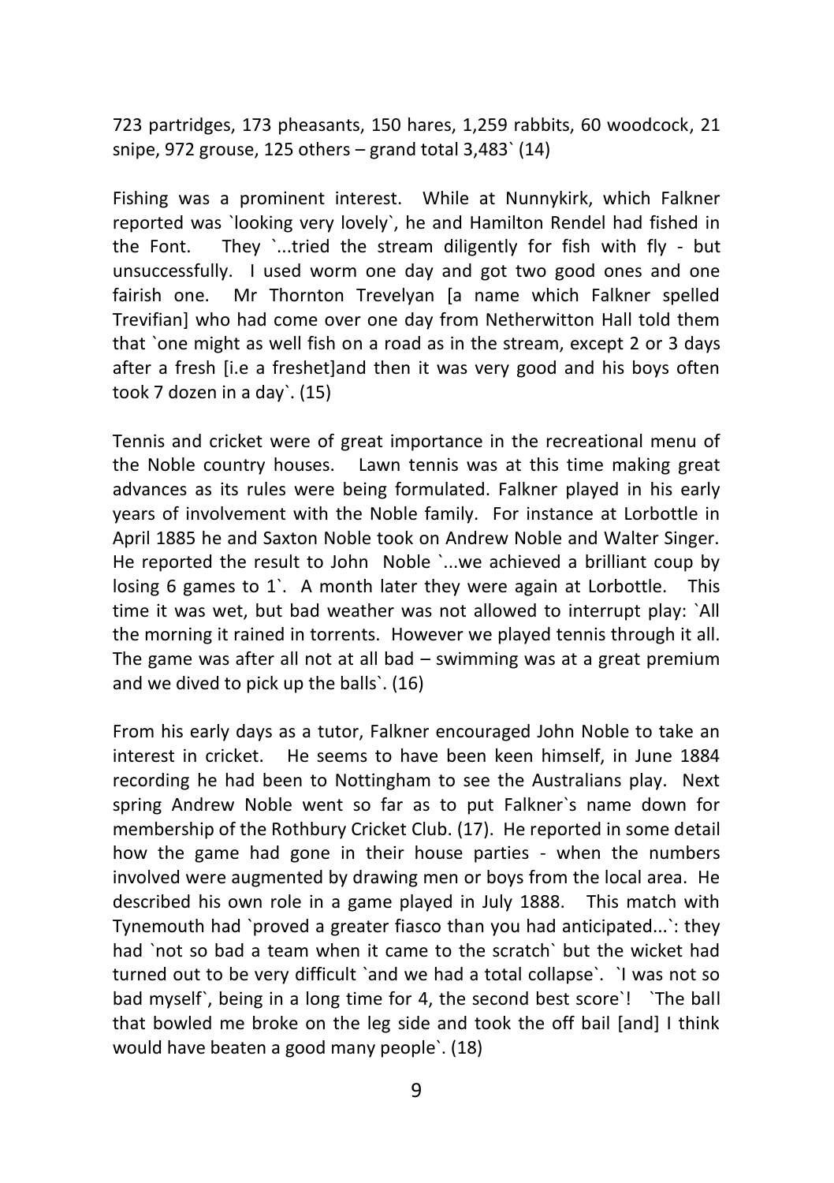723 partridges, 173 pheasants, 150 hares, 1,259 rabbits, 60 woodcock, 21 snipe, 972 grouse, 125 others – grand total 3,483` (14)

Fishing was a prominent interest. While at Nunnykirk, which Falkner reported was `looking very lovely`, he and Hamilton Rendel had fished in the Font. They `...tried the stream diligently for fish with fly - but unsuccessfully. I used worm one day and got two good ones and one fairish one. Mr Thornton Trevelyan [a name which Falkner spelled Trevifian] who had come over one day from Netherwitton Hall told them that `one might as well fish on a road as in the stream, except 2 or 3 days after a fresh [i.e a freshet]and then it was very good and his boys often took 7 dozen in a day`. (15)

Tennis and cricket were of great importance in the recreational menu of the Noble country houses. Lawn tennis was at this time making great advances as its rules were being formulated. Falkner played in his early years of involvement with the Noble family. For instance at Lorbottle in April 1885 he and Saxton Noble took on Andrew Noble and Walter Singer. He reported the result to John Noble `...we achieved a brilliant coup by losing 6 games to 1`. A month later they were again at Lorbottle. This time it was wet, but bad weather was not allowed to interrupt play: `All the morning it rained in torrents. However we played tennis through it all. The game was after all not at all bad – swimming was at a great premium and we dived to pick up the balls`. (16)

From his early days as a tutor, Falkner encouraged John Noble to take an interest in cricket. He seems to have been keen himself, in June 1884 recording he had been to Nottingham to see the Australians play. Next spring Andrew Noble went so far as to put Falkner`s name down for membership of the Rothbury Cricket Club. (17). He reported in some detail how the game had gone in their house parties - when the numbers involved were augmented by drawing men or boys from the local area. He described his own role in a game played in July 1888. This match with Tynemouth had `proved a greater fiasco than you had anticipated...`: they had `not so bad a team when it came to the scratch` but the wicket had turned out to be very difficult `and we had a total collapse`. `I was not so bad myself`, being in a long time for 4, the second best score`! `The ball that bowled me broke on the leg side and took the off bail [and] I think would have beaten a good many people`. (18)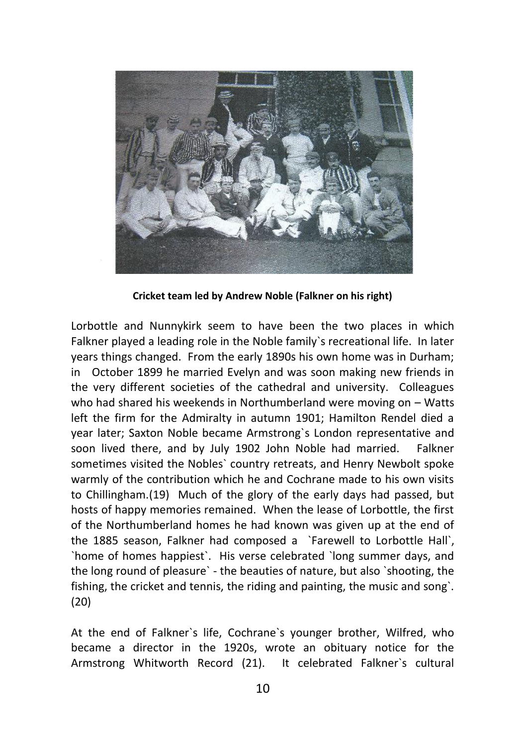**Cricket team led by Andrew Noble (Falkner on his right)**

Lorbottle and Nunnykirk seem to have been the two places in which Falkner played a leading role in the Noble family`s recreational life. In later years things changed. From the early 1890s his own home was in Durham; in October 1899 he married Evelyn and was soon making new friends in the very different societies of the cathedral and university. Colleagues who had shared his weekends in Northumberland were moving on – Watts left the firm for the Admiralty in autumn 1901; Hamilton Rendel died a year later; Saxton Noble became Armstrong`s London representative and soon lived there, and by July 1902 John Noble had married. Falkner sometimes visited the Nobles` country retreats, and Henry Newbolt spoke warmly of the contribution which he and Cochrane made to his own visits to Chillingham.(19) Much of the glory of the early days had passed, but hosts of happy memories remained. When the lease of Lorbottle, the first of the Northumberland homes he had known was given up at the end of the 1885 season, Falkner had composed a `Farewell to Lorbottle Hall`, `home of homes happiest`. His verse celebrated `long summer days, and the long round of pleasure` - the beauties of nature, but also `shooting, the fishing, the cricket and tennis, the riding and painting, the music and song`.(20)

At the end of Falkner`s life, Cochrane`s younger brother, Wilfred, who became a director in the 1920s, wrote an obituary notice for the Armstrong Whitworth Record (21). It celebrated Falkner`s cultural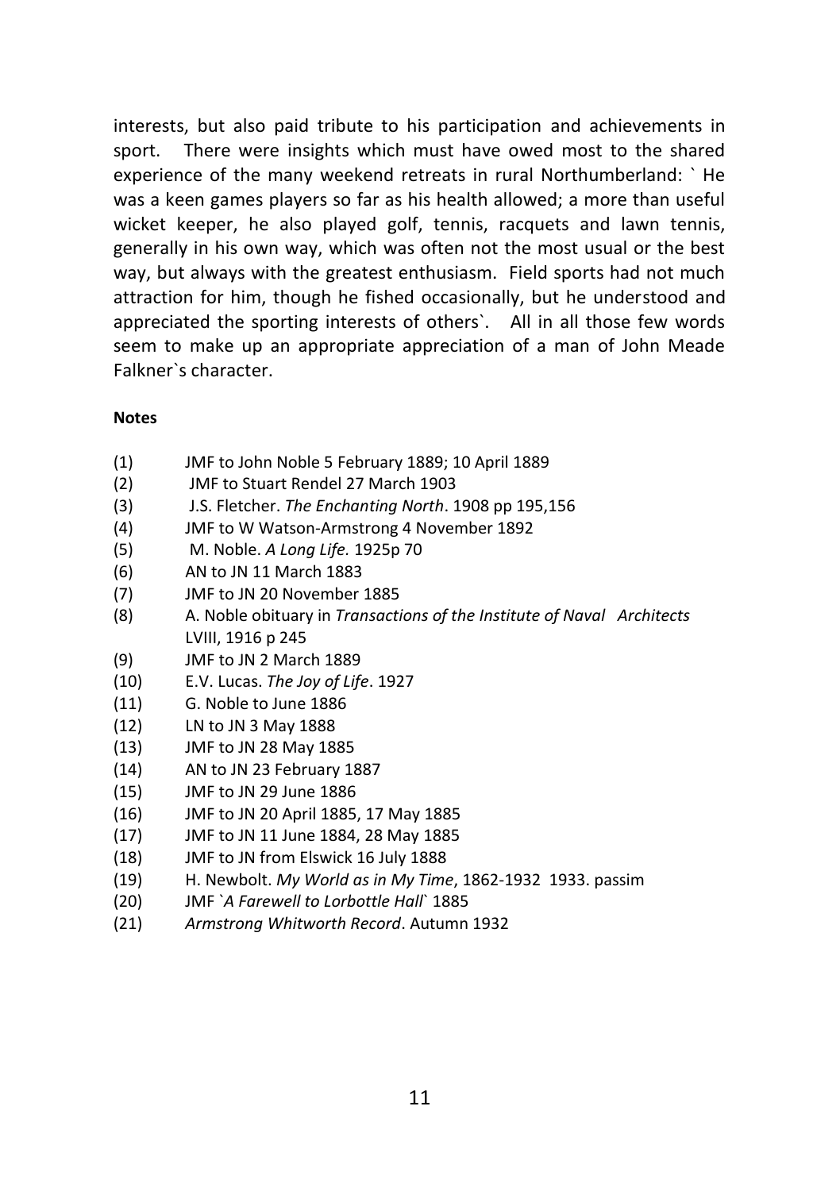interests, but also paid tribute to his participation and achievements in sport. There were insights which must have owed most to the shared experience of the many weekend retreats in rural Northumberland: ` He was a keen games players so far as his health allowed; a more than useful wicket keeper, he also played golf, tennis, racquets and lawn tennis, generally in his own way, which was often not the most usual or the best way, but always with the greatest enthusiasm. Field sports had not much attraction for him, though he fished occasionally, but he understood and appreciated the sporting interests of others`. All in all those few words seem to make up an appropriate appreciation of a man of John Meade Falkner`s character.

**Notes**

- (1) JMF to John Noble 5 February 1889; 10 April 1889
- (2) JMF to Stuart Rendel 27 March 1903
- (3) J.S. Fletcher. *The Enchanting North*. 1908 pp 195,156
- (4) JMF to W Watson-Armstrong 4 November 1892
- (5) M. Noble. *A Long Life.* 1925p 70
- (6) AN to JN 11 March 1883
- (7) JMF to JN 20 November 1885
- (8) A. Noble obituary in *Transactions of the Institute of Naval Architects* LVIII, 1916 p 245
- (9) JMF to JN 2 March 1889
- (10) E.V. Lucas. *The Joy of Life*. 1927
- (11) G. Noble to June 1886
- (12) LN to JN 3 May 1888
- (13) JMF to JN 28 May 1885
- (14) AN to JN 23 February 1887
- (15) JMF to JN 29 June 1886
- (16) JMF to JN 20 April 1885, 17 May 1885
- (17) JMF to JN 11 June 1884, 28 May 1885
- (18) JMF to JN from Elswick 16 July 1888
- (19) H. Newbolt. *My World as in My Time*, 1862-1932 1933. passim
- (20) JMF `*A Farewell to Lorbottle Hall*` 1885
- (21) *Armstrong Whitworth Record*. Autumn 1932